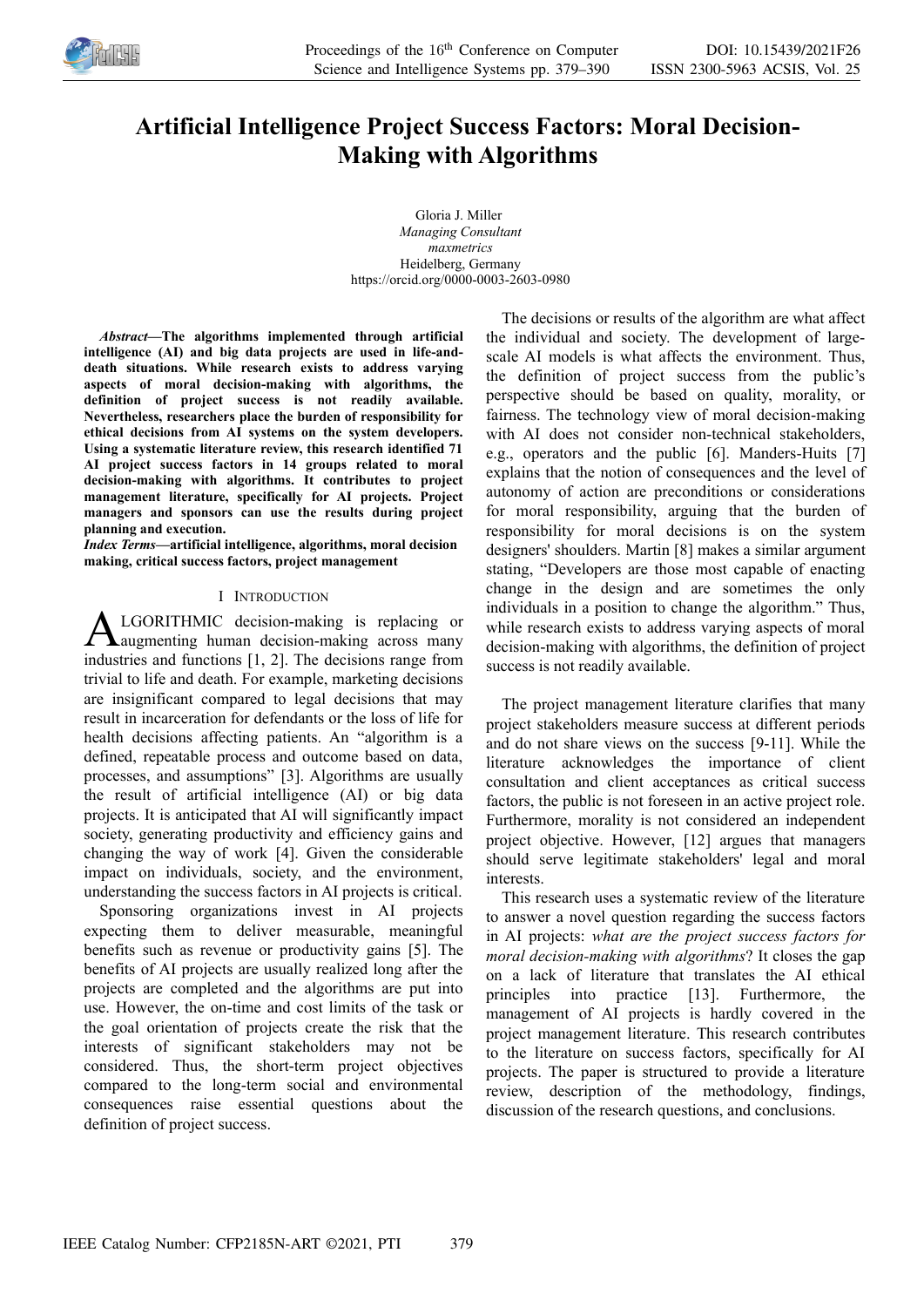# Artificial Intelligence Project Success Factors: Moral Decision-Making with Algorithms

Gloria J. Miller
*Managing Consultant*
*maxmetrics*
Heidelberg, Germany
https://orcid.org/0000-0003-2603-0980

***Abstract*—The algorithms implemented through artificial intelligence (AI) and big data projects are used in life-and-death situations. While research exists to address varying aspects of moral decision-making with algorithms, the definition of project success is not readily available. Nevertheless, researchers place the burden of responsibility for ethical decisions from AI systems on the system developers. Using a systematic literature review, this research identified 71 AI project success factors in 14 groups related to moral decision-making with algorithms. It contributes to project management literature, specifically for AI projects. Project managers and sponsors can use the results during project planning and execution.**

***Index Terms*—artificial intelligence, algorithms, moral decision making, critical success factors, project management**

## I Introduction

ALGORITHMIC decision-making is replacing or augmenting human decision-making across many industries and functions [1, 2]. The decisions range from trivial to life and death. For example, marketing decisions are insignificant compared to legal decisions that may result in incarceration for defendants or the loss of life for health decisions affecting patients. An "algorithm is a defined, repeatable process and outcome based on data, processes, and assumptions" [3]. Algorithms are usually the result of artificial intelligence (AI) or big data projects. It is anticipated that AI will significantly impact society, generating productivity and efficiency gains and changing the way of work [4]. Given the considerable impact on individuals, society, and the environment, understanding the success factors in AI projects is critical.

Sponsoring organizations invest in AI projects expecting them to deliver measurable, meaningful benefits such as revenue or productivity gains [5]. The benefits of AI projects are usually realized long after the projects are completed and the algorithms are put into use. However, the on-time and cost limits of the task or the goal orientation of projects create the risk that the interests of significant stakeholders may not be considered. Thus, the short-term project objectives compared to the long-term social and environmental consequences raise essential questions about the definition of project success.

The decisions or results of the algorithm are what affect the individual and society. The development of large-scale AI models is what affects the environment. Thus, the definition of project success from the public's perspective should be based on quality, morality, or fairness. The technology view of moral decision-making with AI does not consider non-technical stakeholders, e.g., operators and the public [6]. Manders-Huits [7] explains that the notion of consequences and the level of autonomy of action are preconditions or considerations for moral responsibility, arguing that the burden of responsibility for moral decisions is on the system designers' shoulders. Martin [8] makes a similar argument stating, "Developers are those most capable of enacting change in the design and are sometimes the only individuals in a position to change the algorithm." Thus, while research exists to address varying aspects of moral decision-making with algorithms, the definition of project success is not readily available.

The project management literature clarifies that many project stakeholders measure success at different periods and do not share views on the success [9-11]. While the literature acknowledges the importance of client consultation and client acceptances as critical success factors, the public is not foreseen in an active project role. Furthermore, morality is not considered an independent project objective. However, [12] argues that managers should serve legitimate stakeholders' legal and moral interests.

This research uses a systematic review of the literature to answer a novel question regarding the success factors in AI projects: *what are the project success factors for moral decision-making with algorithms*? It closes the gap on a lack of literature that translates the AI ethical principles into practice [13]. Furthermore, the management of AI projects is hardly covered in the project management literature. This research contributes to the literature on success factors, specifically for AI projects. The paper is structured to provide a literature review, description of the methodology, findings, discussion of the research questions, and conclusions.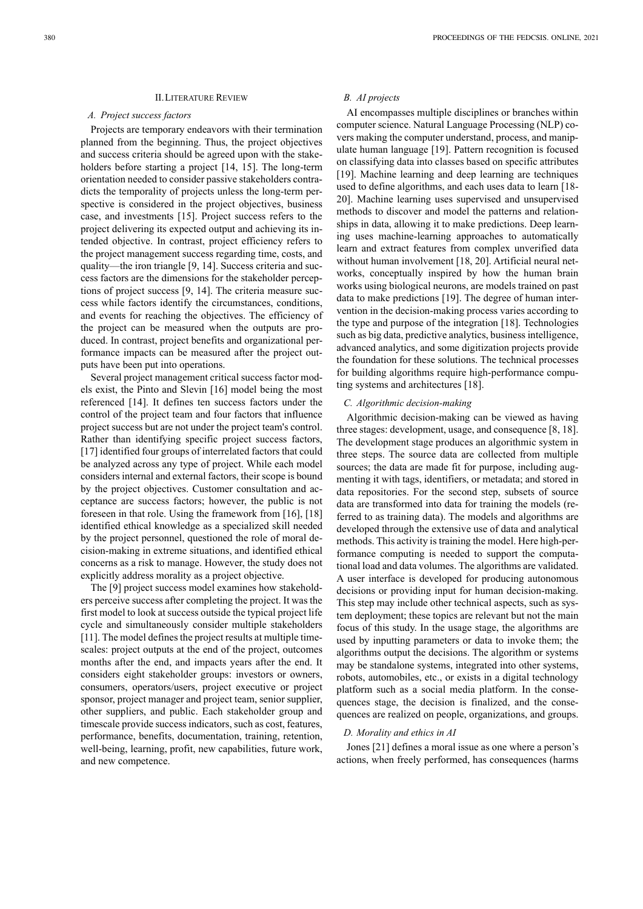## II. Literature Review

### A. Project success factors

Projects are temporary endeavors with their termination planned from the beginning. Thus, the project objectives and success criteria should be agreed upon with the stakeholders before starting a project [14, 15]. The long-term orientation needed to consider passive stakeholders contradicts the temporality of projects unless the long-term perspective is considered in the project objectives, business case, and investments [15]. Project success refers to the project delivering its expected output and achieving its intended objective. In contrast, project efficiency refers to the project management success regarding time, costs, and quality—the iron triangle [9, 14]. Success criteria and success factors are the dimensions for the stakeholder perceptions of project success [9, 14]. The criteria measure success while factors identify the circumstances, conditions, and events for reaching the objectives. The efficiency of the project can be measured when the outputs are produced. In contrast, project benefits and organizational performance impacts can be measured after the project outputs have been put into operations.

Several project management critical success factor models exist, the Pinto and Slevin [16] model being the most referenced [14]. It defines ten success factors under the control of the project team and four factors that influence project success but are not under the project team's control. Rather than identifying specific project success factors, [17] identified four groups of interrelated factors that could be analyzed across any type of project. While each model considers internal and external factors, their scope is bound by the project objectives. Customer consultation and acceptance are success factors; however, the public is not foreseen in that role. Using the framework from [16], [18] identified ethical knowledge as a specialized skill needed by the project personnel, questioned the role of moral decision-making in extreme situations, and identified ethical concerns as a risk to manage. However, the study does not explicitly address morality as a project objective.

The [9] project success model examines how stakeholders perceive success after completing the project. It was the first model to look at success outside the typical project life cycle and simultaneously consider multiple stakeholders [11]. The model defines the project results at multiple timescales: project outputs at the end of the project, outcomes months after the end, and impacts years after the end. It considers eight stakeholder groups: investors or owners, consumers, operators/users, project executive or project sponsor, project manager and project team, senior supplier, other suppliers, and public. Each stakeholder group and timescale provide success indicators, such as cost, features, performance, benefits, documentation, training, retention, well-being, learning, profit, new capabilities, future work, and new competence.

### B. AI projects

AI encompasses multiple disciplines or branches within computer science. Natural Language Processing (NLP) covers making the computer understand, process, and manipulate human language [19]. Pattern recognition is focused on classifying data into classes based on specific attributes [19]. Machine learning and deep learning are techniques used to define algorithms, and each uses data to learn [18-20]. Machine learning uses supervised and unsupervised methods to discover and model the patterns and relationships in data, allowing it to make predictions. Deep learning uses machine-learning approaches to automatically learn and extract features from complex unverified data without human involvement [18, 20]. Artificial neural networks, conceptually inspired by how the human brain works using biological neurons, are models trained on past data to make predictions [19]. The degree of human intervention in the decision-making process varies according to the type and purpose of the integration [18]. Technologies such as big data, predictive analytics, business intelligence, advanced analytics, and some digitization projects provide the foundation for these solutions. The technical processes for building algorithms require high-performance computing systems and architectures [18].

### C. Algorithmic decision-making

Algorithmic decision-making can be viewed as having three stages: development, usage, and consequence [8, 18]. The development stage produces an algorithmic system in three steps. The source data are collected from multiple sources; the data are made fit for purpose, including augmenting it with tags, identifiers, or metadata; and stored in data repositories. For the second step, subsets of source data are transformed into data for training the models (referred to as training data). The models and algorithms are developed through the extensive use of data and analytical methods. This activity is training the model. Here high-performance computing is needed to support the computational load and data volumes. The algorithms are validated. A user interface is developed for producing autonomous decisions or providing input for human decision-making. This step may include other technical aspects, such as system deployment; these topics are relevant but not the main focus of this study. In the usage stage, the algorithms are used by inputting parameters or data to invoke them; the algorithms output the decisions. The algorithm or systems may be standalone systems, integrated into other systems, robots, automobiles, etc., or exists in a digital technology platform such as a social media platform. In the consequences stage, the decision is finalized, and the consequences are realized on people, organizations, and groups.

### D. Morality and ethics in AI

Jones [21] defines a moral issue as one where a person's actions, when freely performed, has consequences (harms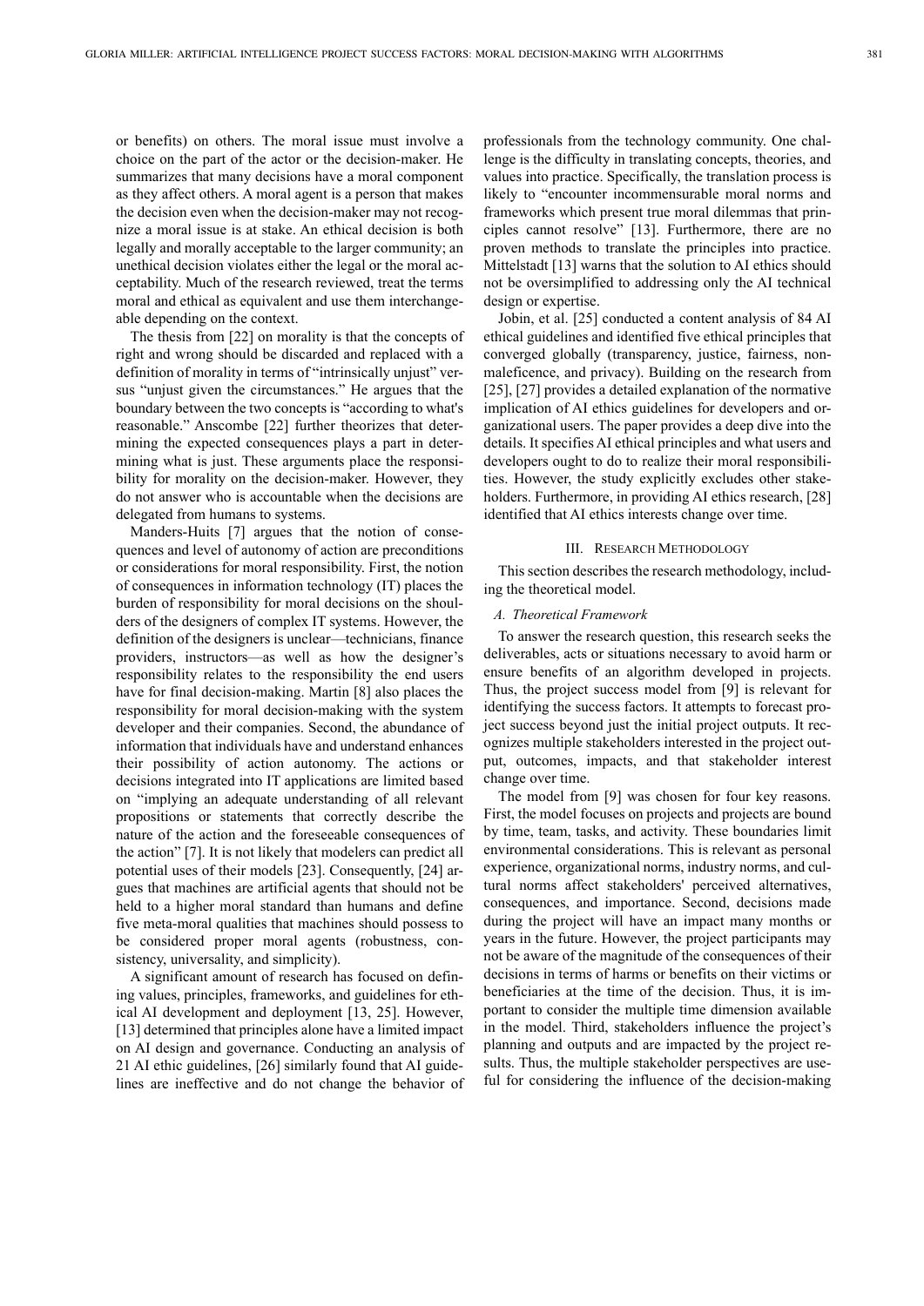or benefits) on others. The moral issue must involve a choice on the part of the actor or the decision-maker. He summarizes that many decisions have a moral component as they affect others. A moral agent is a person that makes the decision even when the decision-maker may not recognize a moral issue is at stake. An ethical decision is both legally and morally acceptable to the larger community; an unethical decision violates either the legal or the moral acceptability. Much of the research reviewed, treat the terms moral and ethical as equivalent and use them interchangeable depending on the context.

The thesis from [22] on morality is that the concepts of right and wrong should be discarded and replaced with a definition of morality in terms of "intrinsically unjust" versus "unjust given the circumstances." He argues that the boundary between the two concepts is "according to what's reasonable." Anscombe [22] further theorizes that determining the expected consequences plays a part in determining what is just. These arguments place the responsibility for morality on the decision-maker. However, they do not answer who is accountable when the decisions are delegated from humans to systems.

Manders-Huits [7] argues that the notion of consequences and level of autonomy of action are preconditions or considerations for moral responsibility. First, the notion of consequences in information technology (IT) places the burden of responsibility for moral decisions on the shoulders of the designers of complex IT systems. However, the definition of the designers is unclear—technicians, finance providers, instructors—as well as how the designer's responsibility relates to the responsibility the end users have for final decision-making. Martin [8] also places the responsibility for moral decision-making with the system developer and their companies. Second, the abundance of information that individuals have and understand enhances their possibility of action autonomy. The actions or decisions integrated into IT applications are limited based on "implying an adequate understanding of all relevant propositions or statements that correctly describe the nature of the action and the foreseeable consequences of the action" [7]. It is not likely that modelers can predict all potential uses of their models [23]. Consequently, [24] argues that machines are artificial agents that should not be held to a higher moral standard than humans and define five meta-moral qualities that machines should possess to be considered proper moral agents (robustness, consistency, universality, and simplicity).

A significant amount of research has focused on defining values, principles, frameworks, and guidelines for ethical AI development and deployment [13, 25]. However, [13] determined that principles alone have a limited impact on AI design and governance. Conducting an analysis of 21 AI ethic guidelines, [26] similarly found that AI guidelines are ineffective and do not change the behavior of professionals from the technology community. One challenge is the difficulty in translating concepts, theories, and values into practice. Specifically, the translation process is likely to "encounter incommensurable moral norms and frameworks which present true moral dilemmas that principles cannot resolve" [13]. Furthermore, there are no proven methods to translate the principles into practice. Mittelstadt [13] warns that the solution to AI ethics should not be oversimplified to addressing only the AI technical design or expertise.

Jobin, et al. [25] conducted a content analysis of 84 AI ethical guidelines and identified five ethical principles that converged globally (transparency, justice, fairness, nonmaleficence, and privacy). Building on the research from [25], [27] provides a detailed explanation of the normative implication of AI ethics guidelines for developers and organizational users. The paper provides a deep dive into the details. It specifies AI ethical principles and what users and developers ought to do to realize their moral responsibilities. However, the study explicitly excludes other stakeholders. Furthermore, in providing AI ethics research, [28] identified that AI ethics interests change over time.

## III. Research Methodology

This section describes the research methodology, including the theoretical model.

### *A. Theoretical Framework*

To answer the research question, this research seeks the deliverables, acts or situations necessary to avoid harm or ensure benefits of an algorithm developed in projects. Thus, the project success model from [9] is relevant for identifying the success factors. It attempts to forecast project success beyond just the initial project outputs. It recognizes multiple stakeholders interested in the project output, outcomes, impacts, and that stakeholder interest change over time.

The model from [9] was chosen for four key reasons. First, the model focuses on projects and projects are bound by time, team, tasks, and activity. These boundaries limit environmental considerations. This is relevant as personal experience, organizational norms, industry norms, and cultural norms affect stakeholders' perceived alternatives, consequences, and importance. Second, decisions made during the project will have an impact many months or years in the future. However, the project participants may not be aware of the magnitude of the consequences of their decisions in terms of harms or benefits on their victims or beneficiaries at the time of the decision. Thus, it is important to consider the multiple time dimension available in the model. Third, stakeholders influence the project's planning and outputs and are impacted by the project results. Thus, the multiple stakeholder perspectives are useful for considering the influence of the decision-making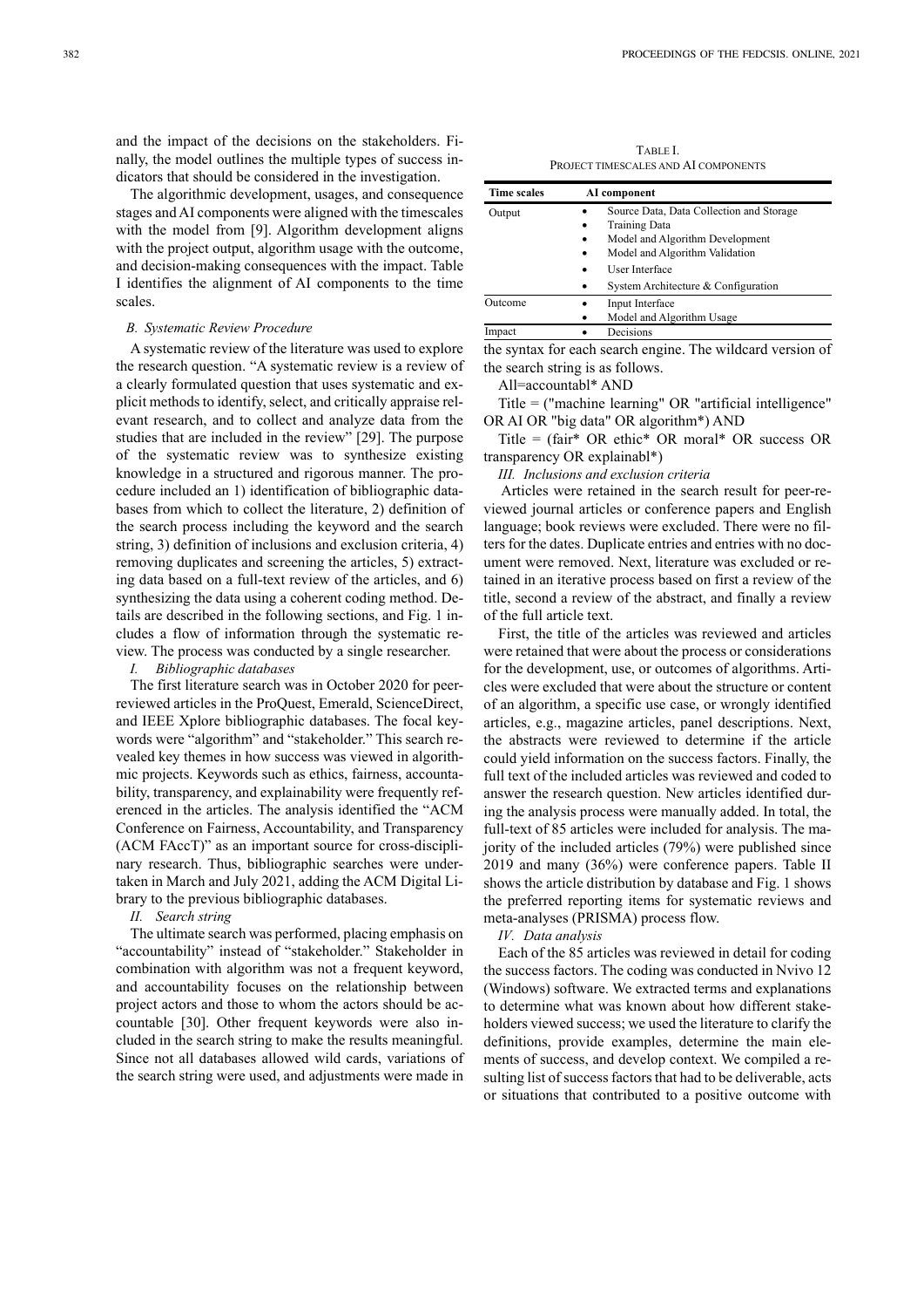and the impact of the decisions on the stakeholders. Finally, the model outlines the multiple types of success indicators that should be considered in the investigation.

The algorithmic development, usages, and consequence stages and AI components were aligned with the timescales with the model from [9]. Algorithm development aligns with the project output, algorithm usage with the outcome, and decision-making consequences with the impact. Table I identifies the alignment of AI components to the time scales.

TABLE I.
PROJECT TIMESCALES AND AI COMPONENTS

| Time scales | AI component |
|---|---|
| Output | • Source Data, Data Collection and Storage<br>• Training Data<br>• Model and Algorithm Development<br>• Model and Algorithm Validation<br>• User Interface<br>• System Architecture & Configuration |
| Outcome | • Input Interface<br>• Model and Algorithm Usage |
| Impact | • Decisions |

### B. Systematic Review Procedure

A systematic review of the literature was used to explore the research question. "A systematic review is a review of a clearly formulated question that uses systematic and explicit methods to identify, select, and critically appraise relevant research, and to collect and analyze data from the studies that are included in the review" [29]. The purpose of the systematic review was to synthesize existing knowledge in a structured and rigorous manner. The procedure included an 1) identification of bibliographic databases from which to collect the literature, 2) definition of the search process including the keyword and the search string, 3) definition of inclusions and exclusion criteria, 4) removing duplicates and screening the articles, 5) extracting data based on a full-text review of the articles, and 6) synthesizing the data using a coherent coding method. Details are described in the following sections, and Fig. 1 includes a flow of information through the systematic review. The process was conducted by a single researcher.

#### I. Bibliographic databases

The first literature search was in October 2020 for peer-reviewed articles in the ProQuest, Emerald, ScienceDirect, and IEEE Xplore bibliographic databases. The focal keywords were "algorithm" and "stakeholder." This search revealed key themes in how success was viewed in algorithmic projects. Keywords such as ethics, fairness, accountability, transparency, and explainability were frequently referenced in the articles. The analysis identified the "ACM Conference on Fairness, Accountability, and Transparency (ACM FAccT)" as an important source for cross-disciplinary research. Thus, bibliographic searches were undertaken in March and July 2021, adding the ACM Digital Library to the previous bibliographic databases.

#### II. Search string

The ultimate search was performed, placing emphasis on "accountability" instead of "stakeholder." Stakeholder in combination with algorithm was not a frequent keyword, and accountability focuses on the relationship between project actors and those to whom the actors should be accountable [30]. Other frequent keywords were also included in the search string to make the results meaningful. Since not all databases allowed wild cards, variations of the search string were used, and adjustments were made in the syntax for each search engine. The wildcard version of the search string is as follows.

All=accountabl* AND

Title = ("machine learning" OR "artificial intelligence" OR AI OR "big data" OR algorithm*) AND

Title = (fair* OR ethic* OR moral* OR success OR transparency OR explainabl*)

#### III. Inclusions and exclusion criteria

Articles were retained in the search result for peer-reviewed journal articles or conference papers and English language; book reviews were excluded. There were no filters for the dates. Duplicate entries and entries with no document were removed. Next, literature was excluded or retained in an iterative process based on first a review of the title, second a review of the abstract, and finally a review of the full article text.

First, the title of the articles was reviewed and articles were retained that were about the process or considerations for the development, use, or outcomes of algorithms. Articles were excluded that were about the structure or content of an algorithm, a specific use case, or wrongly identified articles, e.g., magazine articles, panel descriptions. Next, the abstracts were reviewed to determine if the article could yield information on the success factors. Finally, the full text of the included articles was reviewed and coded to answer the research question. New articles identified during the analysis process were manually added. In total, the full-text of 85 articles were included for analysis. The majority of the included articles (79%) were published since 2019 and many (36%) were conference papers. Table II shows the article distribution by database and Fig. 1 shows the preferred reporting items for systematic reviews and meta-analyses (PRISMA) process flow.

#### IV. Data analysis

Each of the 85 articles was reviewed in detail for coding the success factors. The coding was conducted in Nvivo 12 (Windows) software. We extracted terms and explanations to determine what was known about how different stakeholders viewed success; we used the literature to clarify the definitions, provide examples, determine the main elements of success, and develop context. We compiled a resulting list of success factors that had to be deliverable, acts or situations that contributed to a positive outcome with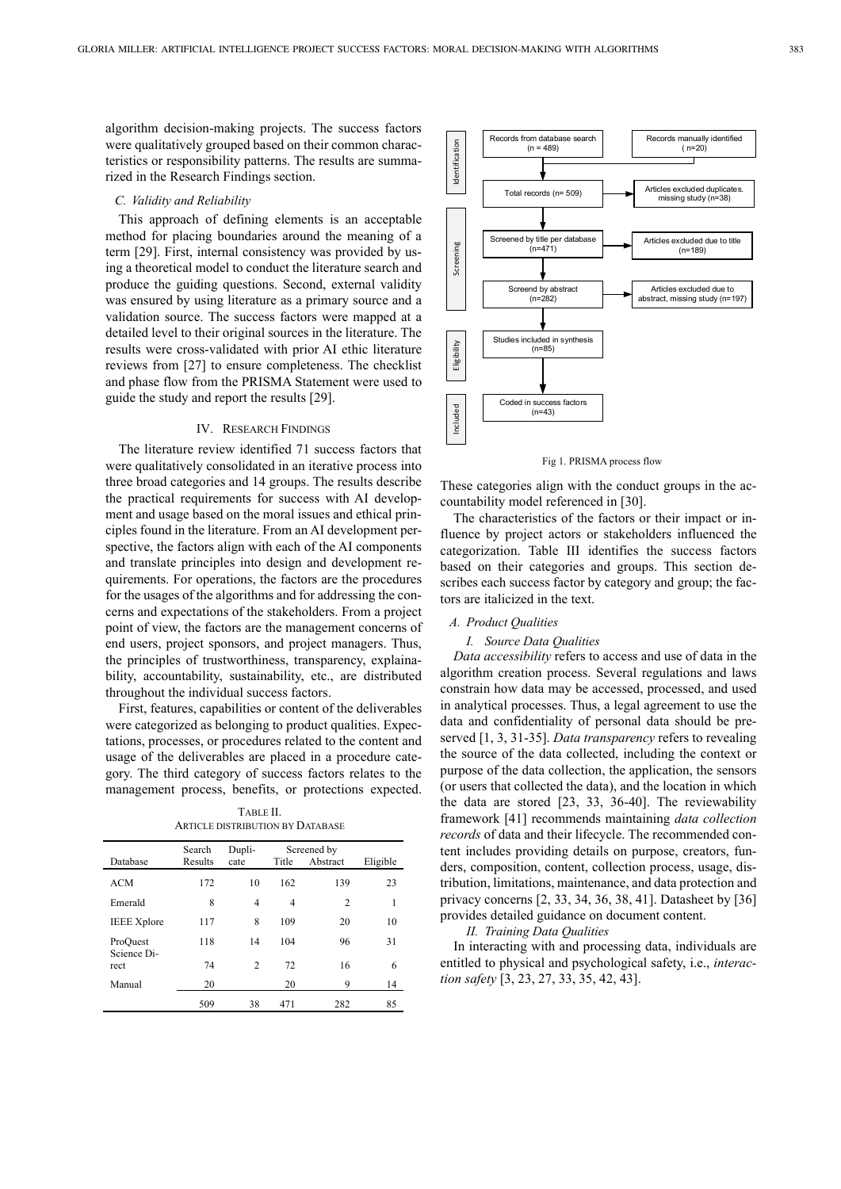algorithm decision-making projects. The success factors were qualitatively grouped based on their common characteristics or responsibility patterns. The results are summarized in the Research Findings section.

### C. Validity and Reliability

This approach of defining elements is an acceptable method for placing boundaries around the meaning of a term [29]. First, internal consistency was provided by using a theoretical model to conduct the literature search and produce the guiding questions. Second, external validity was ensured by using literature as a primary source and a validation source. The success factors were mapped at a detailed level to their original sources in the literature. The results were cross-validated with prior AI ethic literature reviews from [27] to ensure completeness. The checklist and phase flow from the PRISMA Statement were used to guide the study and report the results [29].

## IV. Research Findings

The literature review identified 71 success factors that were qualitatively consolidated in an iterative process into three broad categories and 14 groups. The results describe the practical requirements for success with AI development and usage based on the moral issues and ethical principles found in the literature. From an AI development perspective, the factors align with each of the AI components and translate principles into design and development requirements. For operations, the factors are the procedures for the usages of the algorithms and for addressing the concerns and expectations of the stakeholders. From a project point of view, the factors are the management concerns of end users, project sponsors, and project managers. Thus, the principles of trustworthiness, transparency, explainability, accountability, sustainability, etc., are distributed throughout the individual success factors.

First, features, capabilities or content of the deliverables were categorized as belonging to product qualities. Expectations, processes, or procedures related to the content and usage of the deliverables are placed in a procedure category. The third category of success factors relates to the management process, benefits, or protections expected.

TABLE II.
ARTICLE DISTRIBUTION BY DATABASE

| Database | Search Results | Duplicate | Screened by Title | Screened by Abstract | Eligible |
|---|---|---|---|---|---|
| ACM | 172 | 10 | 162 | 139 | 23 |
| Emerald | 8 | 4 | 4 | 2 | 1 |
| IEEE Xplore | 117 | 8 | 109 | 20 | 10 |
| ProQuest | 118 | 14 | 104 | 96 | 31 |
| Science Direct | 74 | 2 | 72 | 16 | 6 |
| Manual | 20 | | 20 | 9 | 14 |
| | 509 | 38 | 471 | 282 | 85 |

Identification: Records from database search (n = 489); Records manually identified (n=20)
Total records (n= 509) → Articles excluded duplicates. missing study (n=38)
Screening: Screened by title per database (n=471) → Articles excluded due to title (n=189)
Screend by abstract (n=282) → Articles excluded due to abstract, missing study (n=197)
Eligibility: Studies included in synthesis (n=85)
Included: Coded in success factors (n=43)

Fig 1. PRISMA process flow

These categories align with the conduct groups in the accountability model referenced in [30].

The characteristics of the factors or their impact or influence by project actors or stakeholders influenced the categorization. Table III identifies the success factors based on their categories and groups. This section describes each success factor by category and group; the factors are italicized in the text.

### A. Product Qualities

#### I. Source Data Qualities

*Data accessibility* refers to access and use of data in the algorithm creation process. Several regulations and laws constrain how data may be accessed, processed, and used in analytical processes. Thus, a legal agreement to use the data and confidentiality of personal data should be preserved [1, 3, 31-35]. *Data transparency* refers to revealing the source of the data collected, including the context or purpose of the data collection, the application, the sensors (or users that collected the data), and the location in which the data are stored [23, 33, 36-40]. The reviewability framework [41] recommends maintaining *data collection records* of data and their lifecycle. The recommended content includes providing details on purpose, creators, funders, composition, content, collection process, usage, distribution, limitations, maintenance, and data protection and privacy concerns [2, 33, 34, 36, 38, 41]. Datasheet by [36] provides detailed guidance on document content.

#### II. Training Data Qualities

In interacting with and processing data, individuals are entitled to physical and psychological safety, i.e., *interaction safety* [3, 23, 27, 33, 35, 42, 43].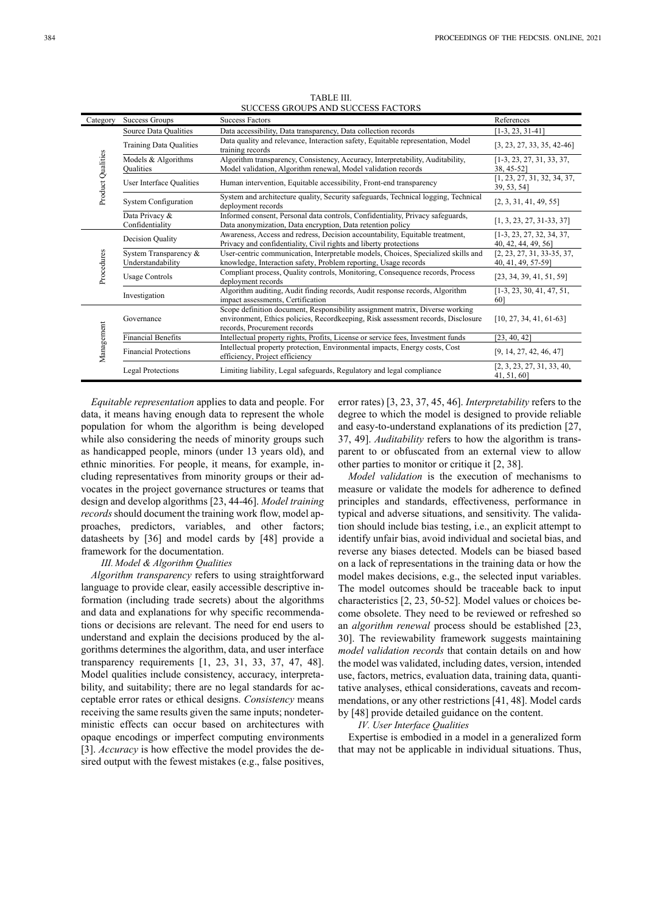TABLE III.
SUCCESS GROUPS AND SUCCESS FACTORS

| Category | Success Groups | Success Factors | References |
|---|---|---|---|
| Product Qualities | Source Data Qualities | Data accessibility, Data transparency, Data collection records | [1-3, 23, 31-41] |
| | Training Data Qualities | Data quality and relevance, Interaction safety, Equitable representation, Model training records | [3, 23, 27, 33, 35, 42-46] |
| | Models & Algorithms Qualities | Algorithm transparency, Consistency, Accuracy, Interpretability, Auditability, Model validation, Algorithm renewal, Model validation records | [1-3, 23, 27, 31, 33, 37, 38, 45-52] |
| | User Interface Qualities | Human intervention, Equitable accessibility, Front-end transparency | [1, 23, 27, 31, 32, 34, 37, 39, 53, 54] |
| | System Configuration | System and architecture quality, Security safeguards, Technical logging, Technical deployment records | [2, 3, 31, 41, 49, 55] |
| | Data Privacy & Confidentiality | Informed consent, Personal data controls, Confidentiality, Privacy safeguards, Data anonymization, Data encryption, Data retention policy | [1, 3, 23, 27, 31-33, 37] |
| Procedures | Decision Quality | Awareness, Access and redress, Decision accountability, Equitable treatment, Privacy and confidentiality, Civil rights and liberty protections | [1-3, 23, 27, 32, 34, 37, 40, 42, 44, 49, 56] |
| | System Transparency & Understandability | User-centric communication, Interpretable models, Choices, Specialized skills and knowledge, Interaction safety, Problem reporting, Usage records | [2, 23, 27, 31, 33-35, 37, 40, 41, 49, 57-59] |
| | Usage Controls | Compliant process, Quality controls, Monitoring, Consequence records, Process deployment records | [23, 34, 39, 41, 51, 59] |
| | Investigation | Algorithm auditing, Audit finding records, Audit response records, Algorithm impact assessments, Certification | [1-3, 23, 30, 41, 47, 51, 60] |
| Management | Governance | Scope definition document, Responsibility assignment matrix, Diverse working environment, Ethics policies, Recordkeeping, Risk assessment records, Disclosure records, Procurement records | [10, 27, 34, 41, 61-63] |
| | Financial Benefits | Intellectual property rights, Profits, License or service fees, Investment funds | [23, 40, 42] |
| | Financial Protections | Intellectual property protection, Environmental impacts, Energy costs, Cost efficiency, Project efficiency | [9, 14, 27, 42, 46, 47] |
| | Legal Protections | Limiting liability, Legal safeguards, Regulatory and legal compliance | [2, 3, 23, 27, 31, 33, 40, 41, 51, 60] |

*Equitable representation* applies to data and people. For data, it means having enough data to represent the whole population for whom the algorithm is being developed while also considering the needs of minority groups such as handicapped people, minors (under 13 years old), and ethnic minorities. For people, it means, for example, including representatives from minority groups or their advocates in the project governance structures or teams that design and develop algorithms [23, 44-46]. *Model training records* should document the training work flow, model approaches, predictors, variables, and other factors; datasheets by [36] and model cards by [48] provide a framework for the documentation.

*III. Model & Algorithm Qualities*

*Algorithm transparency* refers to using straightforward language to provide clear, easily accessible descriptive information (including trade secrets) about the algorithms and data and explanations for why specific recommendations or decisions are relevant. The need for end users to understand and explain the decisions produced by the algorithms determines the algorithm, data, and user interface transparency requirements [1, 23, 31, 33, 37, 47, 48]. Model qualities include consistency, accuracy, interpretability, and suitability; there are no legal standards for acceptable error rates or ethical designs. *Consistency* means receiving the same results given the same inputs; nondeterministic effects can occur based on architectures with opaque encodings or imperfect computing environments [3]. *Accuracy* is how effective the model provides the desired output with the fewest mistakes (e.g., false positives, error rates) [3, 23, 37, 45, 46]. *Interpretability* refers to the degree to which the model is designed to provide reliable and easy-to-understand explanations of its prediction [27, 37, 49]. *Auditability* refers to how the algorithm is transparent to or obfuscated from an external view to allow other parties to monitor or critique it [2, 38].

*Model validation* is the execution of mechanisms to measure or validate the models for adherence to defined principles and standards, effectiveness, performance in typical and adverse situations, and sensitivity. The validation should include bias testing, i.e., an explicit attempt to identify unfair bias, avoid individual and societal bias, and reverse any biases detected. Models can be biased based on a lack of representations in the training data or how the model makes decisions, e.g., the selected input variables. The model outcomes should be traceable back to input characteristics [2, 23, 50-52]. Model values or choices become obsolete. They need to be reviewed or refreshed so an *algorithm renewal* process should be established [23, 30]. The reviewability framework suggests maintaining *model validation records* that contain details on and how the model was validated, including dates, version, intended use, factors, metrics, evaluation data, training data, quantitative analyses, ethical considerations, caveats and recommendations, or any other restrictions [41, 48]. Model cards by [48] provide detailed guidance on the content.

*IV. User Interface Qualities*

Expertise is embodied in a model in a generalized form that may not be applicable in individual situations. Thus,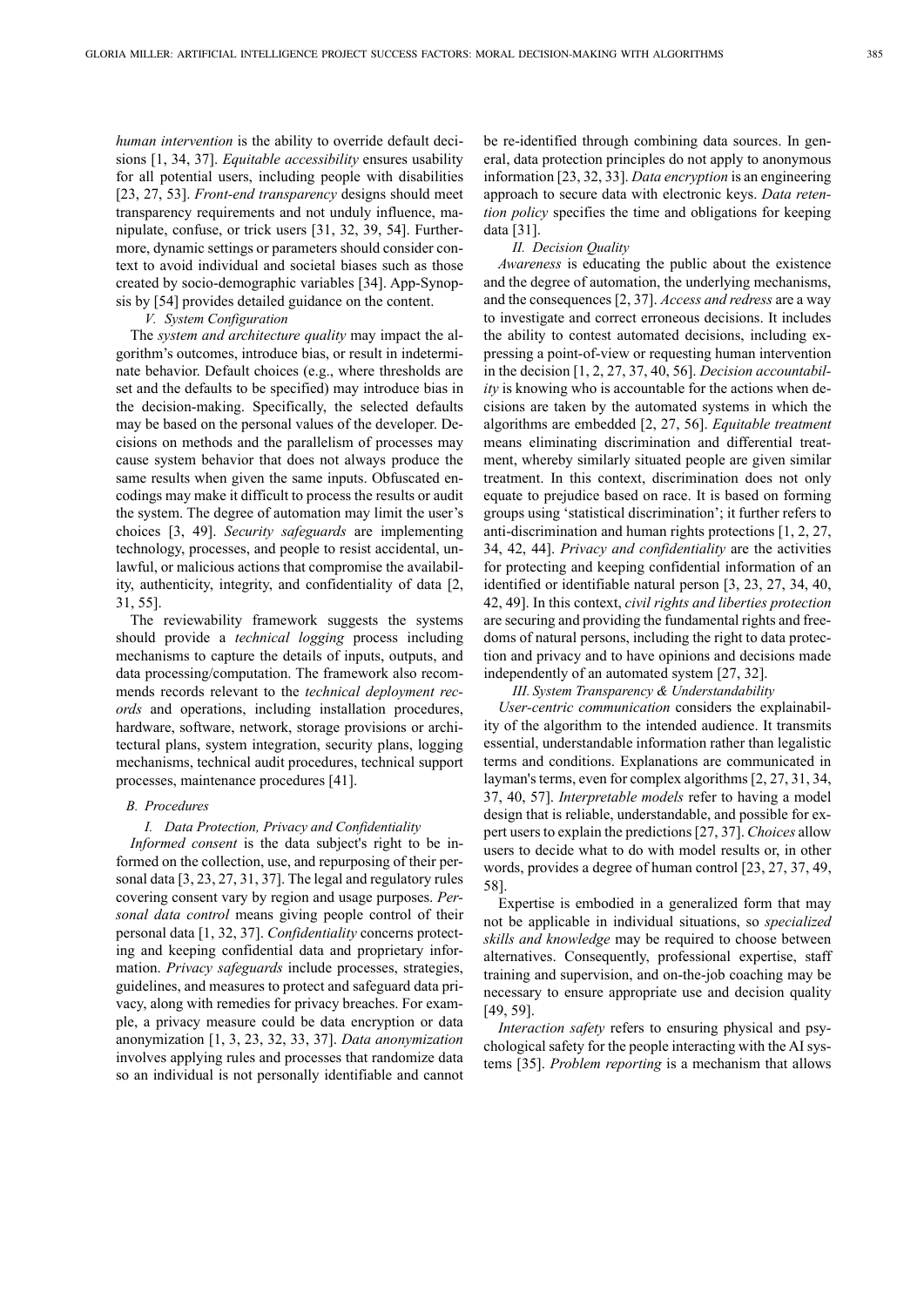*human intervention* is the ability to override default decisions [1, 34, 37]. *Equitable accessibility* ensures usability for all potential users, including people with disabilities [23, 27, 53]. *Front-end transparency* designs should meet transparency requirements and not unduly influence, manipulate, confuse, or trick users [31, 32, 39, 54]. Furthermore, dynamic settings or parameters should consider context to avoid individual and societal biases such as those created by socio-demographic variables [34]. App-Synopsis by [54] provides detailed guidance on the content.

*V. System Configuration*

The *system and architecture quality* may impact the algorithm's outcomes, introduce bias, or result in indeterminate behavior. Default choices (e.g., where thresholds are set and the defaults to be specified) may introduce bias in the decision-making. Specifically, the selected defaults may be based on the personal values of the developer. Decisions on methods and the parallelism of processes may cause system behavior that does not always produce the same results when given the same inputs. Obfuscated encodings may make it difficult to process the results or audit the system. The degree of automation may limit the user's choices [3, 49]. *Security safeguards* are implementing technology, processes, and people to resist accidental, unlawful, or malicious actions that compromise the availability, authenticity, integrity, and confidentiality of data [2, 31, 55].

The reviewability framework suggests the systems should provide a *technical logging* process including mechanisms to capture the details of inputs, outputs, and data processing/computation. The framework also recommends records relevant to the *technical deployment records* and operations, including installation procedures, hardware, software, network, storage provisions or architectural plans, system integration, security plans, logging mechanisms, technical audit procedures, technical support processes, maintenance procedures [41].

## B. Procedures

*I. Data Protection, Privacy and Confidentiality*

*Informed consent* is the data subject's right to be informed on the collection, use, and repurposing of their personal data [3, 23, 27, 31, 37]. The legal and regulatory rules covering consent vary by region and usage purposes. *Personal data control* means giving people control of their personal data [1, 32, 37]. *Confidentiality* concerns protecting and keeping confidential data and proprietary information. *Privacy safeguards* include processes, strategies, guidelines, and measures to protect and safeguard data privacy, along with remedies for privacy breaches. For example, a privacy measure could be data encryption or data anonymization [1, 3, 23, 32, 33, 37]. *Data anonymization* involves applying rules and processes that randomize data so an individual is not personally identifiable and cannot be re-identified through combining data sources. In general, data protection principles do not apply to anonymous information [23, 32, 33]. *Data encryption* is an engineering approach to secure data with electronic keys. *Data retention policy* specifies the time and obligations for keeping data [31].

*II. Decision Quality*

*Awareness* is educating the public about the existence and the degree of automation, the underlying mechanisms, and the consequences [2, 37]. *Access and redress* are a way to investigate and correct erroneous decisions. It includes the ability to contest automated decisions, including expressing a point-of-view or requesting human intervention in the decision [1, 2, 27, 37, 40, 56]. *Decision accountability* is knowing who is accountable for the actions when decisions are taken by the automated systems in which the algorithms are embedded [2, 27, 56]. *Equitable treatment* means eliminating discrimination and differential treatment, whereby similarly situated people are given similar treatment. In this context, discrimination does not only equate to prejudice based on race. It is based on forming groups using 'statistical discrimination'; it further refers to anti-discrimination and human rights protections [1, 2, 27, 34, 42, 44]. *Privacy and confidentiality* are the activities for protecting and keeping confidential information of an identified or identifiable natural person [3, 23, 27, 34, 40, 42, 49]. In this context, *civil rights and liberties protection* are securing and providing the fundamental rights and freedoms of natural persons, including the right to data protection and privacy and to have opinions and decisions made independently of an automated system [27, 32].

*III. System Transparency & Understandability*

*User-centric communication* considers the explainability of the algorithm to the intended audience. It transmits essential, understandable information rather than legalistic terms and conditions. Explanations are communicated in layman's terms, even for complex algorithms [2, 27, 31, 34, 37, 40, 57]. *Interpretable models* refer to having a model design that is reliable, understandable, and possible for expert users to explain the predictions [27, 37]. *Choices* allow users to decide what to do with model results or, in other words, provides a degree of human control [23, 27, 37, 49, 58].

Expertise is embodied in a generalized form that may not be applicable in individual situations, so *specialized skills and knowledge* may be required to choose between alternatives. Consequently, professional expertise, staff training and supervision, and on-the-job coaching may be necessary to ensure appropriate use and decision quality [49, 59].

*Interaction safety* refers to ensuring physical and psychological safety for the people interacting with the AI systems [35]. *Problem reporting* is a mechanism that allows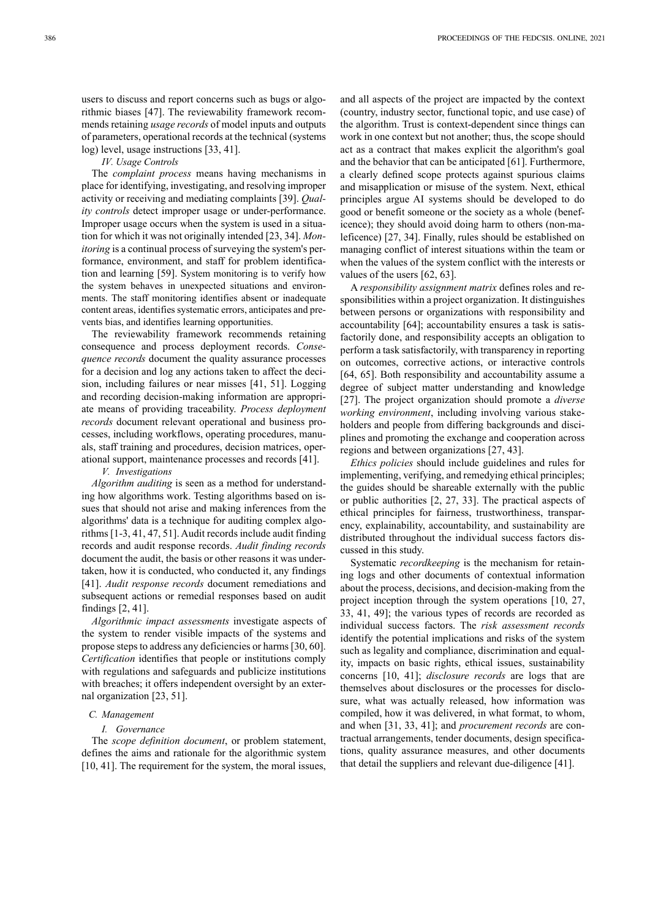users to discuss and report concerns such as bugs or algorithmic biases [47]. The reviewability framework recommends retaining *usage records* of model inputs and outputs of parameters, operational records at the technical (systems log) level, usage instructions [33, 41].

*IV. Usage Controls*

The *complaint process* means having mechanisms in place for identifying, investigating, and resolving improper activity or receiving and mediating complaints [39]. *Quality controls* detect improper usage or under-performance. Improper usage occurs when the system is used in a situation for which it was not originally intended [23, 34]. *Monitoring* is a continual process of surveying the system's performance, environment, and staff for problem identification and learning [59]. System monitoring is to verify how the system behaves in unexpected situations and environments. The staff monitoring identifies absent or inadequate content areas, identifies systematic errors, anticipates and prevents bias, and identifies learning opportunities.

The reviewability framework recommends retaining consequence and process deployment records. *Consequence records* document the quality assurance processes for a decision and log any actions taken to affect the decision, including failures or near misses [41, 51]. Logging and recording decision-making information are appropriate means of providing traceability. *Process deployment records* document relevant operational and business processes, including workflows, operating procedures, manuals, staff training and procedures, decision matrices, operational support, maintenance processes and records [41].

*V. Investigations*

*Algorithm auditing* is seen as a method for understanding how algorithms work. Testing algorithms based on issues that should not arise and making inferences from the algorithms' data is a technique for auditing complex algorithms [1-3, 41, 47, 51]. Audit records include audit finding records and audit response records. *Audit finding records* document the audit, the basis or other reasons it was undertaken, how it is conducted, who conducted it, any findings [41]. *Audit response records* document remediations and subsequent actions or remedial responses based on audit findings [2, 41].

*Algorithmic impact assessments* investigate aspects of the system to render visible impacts of the systems and propose steps to address any deficiencies or harms [30, 60]. *Certification* identifies that people or institutions comply with regulations and safeguards and publicize institutions with breaches; it offers independent oversight by an external organization [23, 51].

### C. Management

*I. Governance*

The *scope definition document*, or problem statement, defines the aims and rationale for the algorithmic system [10, 41]. The requirement for the system, the moral issues, and all aspects of the project are impacted by the context (country, industry sector, functional topic, and use case) of the algorithm. Trust is context-dependent since things can work in one context but not another; thus, the scope should act as a contract that makes explicit the algorithm's goal and the behavior that can be anticipated [61]. Furthermore, a clearly defined scope protects against spurious claims and misapplication or misuse of the system. Next, ethical principles argue AI systems should be developed to do good or benefit someone or the society as a whole (beneficence); they should avoid doing harm to others (non-maleficence) [27, 34]. Finally, rules should be established on managing conflict of interest situations within the team or when the values of the system conflict with the interests or values of the users [62, 63].

A *responsibility assignment matrix* defines roles and responsibilities within a project organization. It distinguishes between persons or organizations with responsibility and accountability [64]; accountability ensures a task is satisfactorily done, and responsibility accepts an obligation to perform a task satisfactorily, with transparency in reporting on outcomes, corrective actions, or interactive controls [64, 65]. Both responsibility and accountability assume a degree of subject matter understanding and knowledge [27]. The project organization should promote a *diverse working environment*, including involving various stakeholders and people from differing backgrounds and disciplines and promoting the exchange and cooperation across regions and between organizations [27, 43].

*Ethics policies* should include guidelines and rules for implementing, verifying, and remedying ethical principles; the guides should be shareable externally with the public or public authorities [2, 27, 33]. The practical aspects of ethical principles for fairness, trustworthiness, transparency, explainability, accountability, and sustainability are distributed throughout the individual success factors discussed in this study.

Systematic *recordkeeping* is the mechanism for retaining logs and other documents of contextual information about the process, decisions, and decision-making from the project inception through the system operations [10, 27, 33, 41, 49]; the various types of records are recorded as individual success factors. The *risk assessment records* identify the potential implications and risks of the system such as legality and compliance, discrimination and equality, impacts on basic rights, ethical issues, sustainability concerns [10, 41]; *disclosure records* are logs that are themselves about disclosures or the processes for disclosure, what was actually released, how information was compiled, how it was delivered, in what format, to whom, and when [31, 33, 41]; and *procurement records* are contractual arrangements, tender documents, design specifications, quality assurance measures, and other documents that detail the suppliers and relevant due-diligence [41].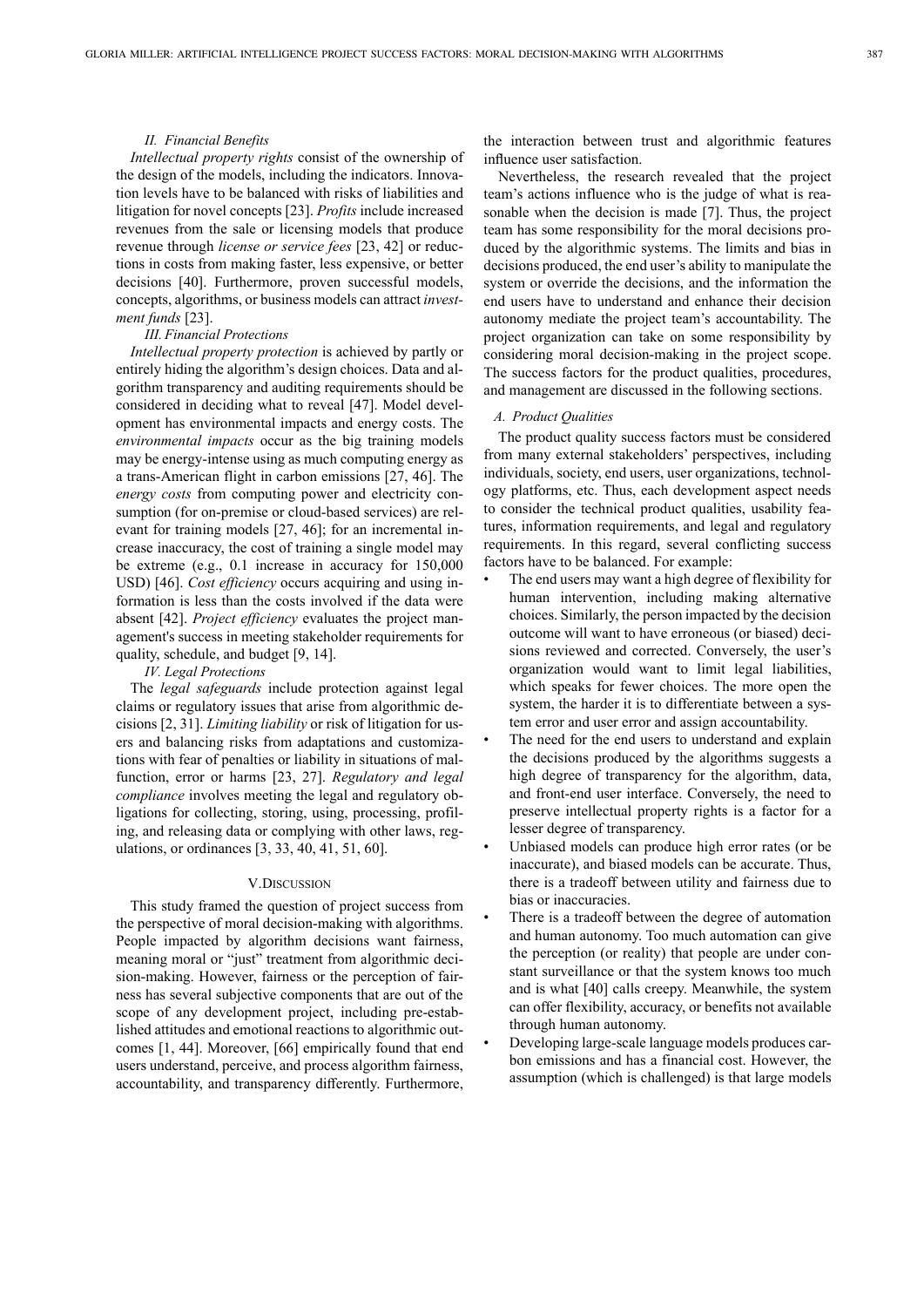### II. Financial Benefits

*Intellectual property rights* consist of the ownership of the design of the models, including the indicators. Innovation levels have to be balanced with risks of liabilities and litigation for novel concepts [23]. *Profits* include increased revenues from the sale or licensing models that produce revenue through *license or service fees* [23, 42] or reductions in costs from making faster, less expensive, or better decisions [40]. Furthermore, proven successful models, concepts, algorithms, or business models can attract *investment funds* [23].

### III. Financial Protections

*Intellectual property protection* is achieved by partly or entirely hiding the algorithm's design choices. Data and algorithm transparency and auditing requirements should be considered in deciding what to reveal [47]. Model development has environmental impacts and energy costs. The *environmental impacts* occur as the big training models may be energy-intense using as much computing energy as a trans-American flight in carbon emissions [27, 46]. The *energy costs* from computing power and electricity consumption (for on-premise or cloud-based services) are relevant for training models [27, 46]; for an incremental increase inaccuracy, the cost of training a single model may be extreme (e.g., 0.1 increase in accuracy for 150,000 USD) [46]. *Cost efficiency* occurs acquiring and using information is less than the costs involved if the data were absent [42]. *Project efficiency* evaluates the project management's success in meeting stakeholder requirements for quality, schedule, and budget [9, 14].

### IV. Legal Protections

The *legal safeguards* include protection against legal claims or regulatory issues that arise from algorithmic decisions [2, 31]. *Limiting liability* or risk of litigation for users and balancing risks from adaptations and customizations with fear of penalties or liability in situations of malfunction, error or harms [23, 27]. *Regulatory and legal compliance* involves meeting the legal and regulatory obligations for collecting, storing, using, processing, profiling, and releasing data or complying with other laws, regulations, or ordinances [3, 33, 40, 41, 51, 60].

## V. Discussion

This study framed the question of project success from the perspective of moral decision-making with algorithms. People impacted by algorithm decisions want fairness, meaning moral or "just" treatment from algorithmic decision-making. However, fairness or the perception of fairness has several subjective components that are out of the scope of any development project, including pre-established attitudes and emotional reactions to algorithmic outcomes [1, 44]. Moreover, [66] empirically found that end users understand, perceive, and process algorithm fairness, accountability, and transparency differently. Furthermore, the interaction between trust and algorithmic features influence user satisfaction.

Nevertheless, the research revealed that the project team's actions influence who is the judge of what is reasonable when the decision is made [7]. Thus, the project team has some responsibility for the moral decisions produced by the algorithmic systems. The limits and bias in decisions produced, the end user's ability to manipulate the system or override the decisions, and the information the end users have to understand and enhance their decision autonomy mediate the project team's accountability. The project organization can take on some responsibility by considering moral decision-making in the project scope. The success factors for the product qualities, procedures, and management are discussed in the following sections.

### A. Product Qualities

The product quality success factors must be considered from many external stakeholders' perspectives, including individuals, society, end users, user organizations, technology platforms, etc. Thus, each development aspect needs to consider the technical product qualities, usability features, information requirements, and legal and regulatory requirements. In this regard, several conflicting success factors have to be balanced. For example:

- The end users may want a high degree of flexibility for human intervention, including making alternative choices. Similarly, the person impacted by the decision outcome will want to have erroneous (or biased) decisions reviewed and corrected. Conversely, the user's organization would want to limit legal liabilities, which speaks for fewer choices. The more open the system, the harder it is to differentiate between a system error and user error and assign accountability.
- The need for the end users to understand and explain the decisions produced by the algorithms suggests a high degree of transparency for the algorithm, data, and front-end user interface. Conversely, the need to preserve intellectual property rights is a factor for a lesser degree of transparency.
- Unbiased models can produce high error rates (or be inaccurate), and biased models can be accurate. Thus, there is a tradeoff between utility and fairness due to bias or inaccuracies.
- There is a tradeoff between the degree of automation and human autonomy. Too much automation can give the perception (or reality) that people are under constant surveillance or that the system knows too much and is what [40] calls creepy. Meanwhile, the system can offer flexibility, accuracy, or benefits not available through human autonomy.
- Developing large-scale language models produces carbon emissions and has a financial cost. However, the assumption (which is challenged) is that large models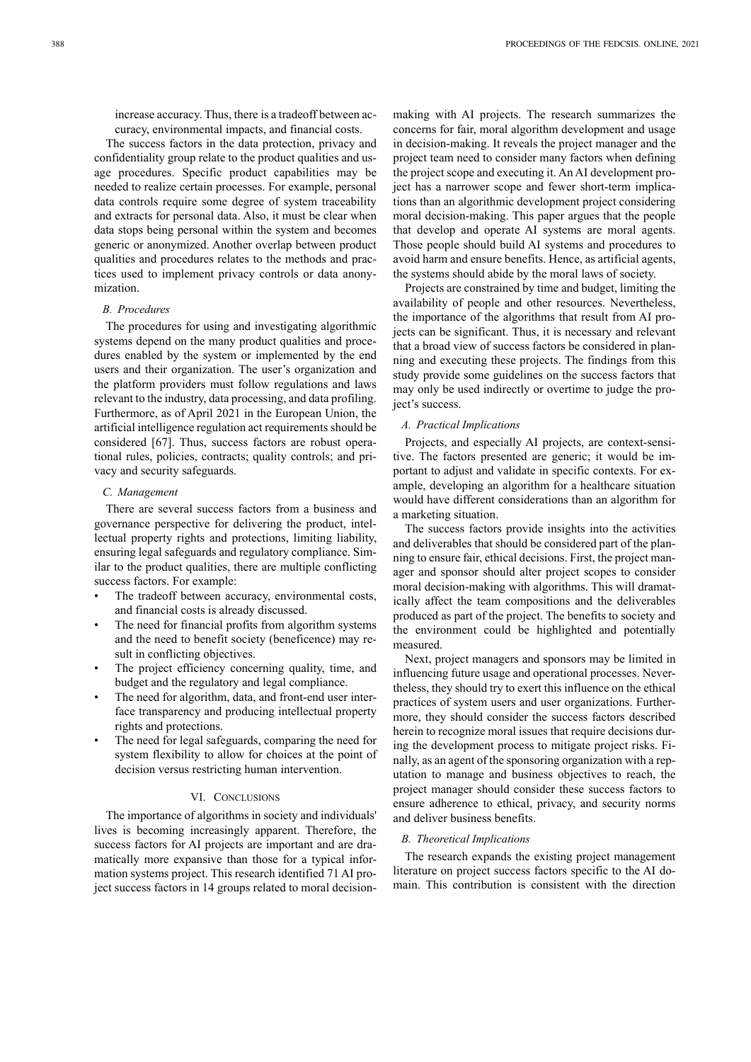increase accuracy. Thus, there is a tradeoff between accuracy, environmental impacts, and financial costs.

The success factors in the data protection, privacy and confidentiality group relate to the product qualities and usage procedures. Specific product capabilities may be needed to realize certain processes. For example, personal data controls require some degree of system traceability and extracts for personal data. Also, it must be clear when data stops being personal within the system and becomes generic or anonymized. Another overlap between product qualities and procedures relates to the methods and practices used to implement privacy controls or data anonymization.

### *B. Procedures*

The procedures for using and investigating algorithmic systems depend on the many product qualities and procedures enabled by the system or implemented by the end users and their organization. The user's organization and the platform providers must follow regulations and laws relevant to the industry, data processing, and data profiling. Furthermore, as of April 2021 in the European Union, the artificial intelligence regulation act requirements should be considered [67]. Thus, success factors are robust operational rules, policies, contracts; quality controls; and privacy and security safeguards.

### *C. Management*

There are several success factors from a business and governance perspective for delivering the product, intellectual property rights and protections, limiting liability, ensuring legal safeguards and regulatory compliance. Similar to the product qualities, there are multiple conflicting success factors. For example:

- The tradeoff between accuracy, environmental costs, and financial costs is already discussed.
- The need for financial profits from algorithm systems and the need to benefit society (beneficence) may result in conflicting objectives.
- The project efficiency concerning quality, time, and budget and the regulatory and legal compliance.
- The need for algorithm, data, and front-end user interface transparency and producing intellectual property rights and protections.
- The need for legal safeguards, comparing the need for system flexibility to allow for choices at the point of decision versus restricting human intervention.

## VI. Conclusions

The importance of algorithms in society and individuals' lives is becoming increasingly apparent. Therefore, the success factors for AI projects are important and are dramatically more expansive than those for a typical information systems project. This research identified 71 AI project success factors in 14 groups related to moral decision-making with AI projects. The research summarizes the concerns for fair, moral algorithm development and usage in decision-making. It reveals the project manager and the project team need to consider many factors when defining the project scope and executing it. An AI development project has a narrower scope and fewer short-term implications than an algorithmic development project considering moral decision-making. This paper argues that the people that develop and operate AI systems are moral agents. Those people should build AI systems and procedures to avoid harm and ensure benefits. Hence, as artificial agents, the systems should abide by the moral laws of society.

Projects are constrained by time and budget, limiting the availability of people and other resources. Nevertheless, the importance of the algorithms that result from AI projects can be significant. Thus, it is necessary and relevant that a broad view of success factors be considered in planning and executing these projects. The findings from this study provide some guidelines on the success factors that may only be used indirectly or overtime to judge the project's success.

### *A. Practical Implications*

Projects, and especially AI projects, are context-sensitive. The factors presented are generic; it would be important to adjust and validate in specific contexts. For example, developing an algorithm for a healthcare situation would have different considerations than an algorithm for a marketing situation.

The success factors provide insights into the activities and deliverables that should be considered part of the planning to ensure fair, ethical decisions. First, the project manager and sponsor should alter project scopes to consider moral decision-making with algorithms. This will dramatically affect the team compositions and the deliverables produced as part of the project. The benefits to society and the environment could be highlighted and potentially measured.

Next, project managers and sponsors may be limited in influencing future usage and operational processes. Nevertheless, they should try to exert this influence on the ethical practices of system users and user organizations. Furthermore, they should consider the success factors described herein to recognize moral issues that require decisions during the development process to mitigate project risks. Finally, as an agent of the sponsoring organization with a reputation to manage and business objectives to reach, the project manager should consider these success factors to ensure adherence to ethical, privacy, and security norms and deliver business benefits.

### *B. Theoretical Implications*

The research expands the existing project management literature on project success factors specific to the AI domain. This contribution is consistent with the direction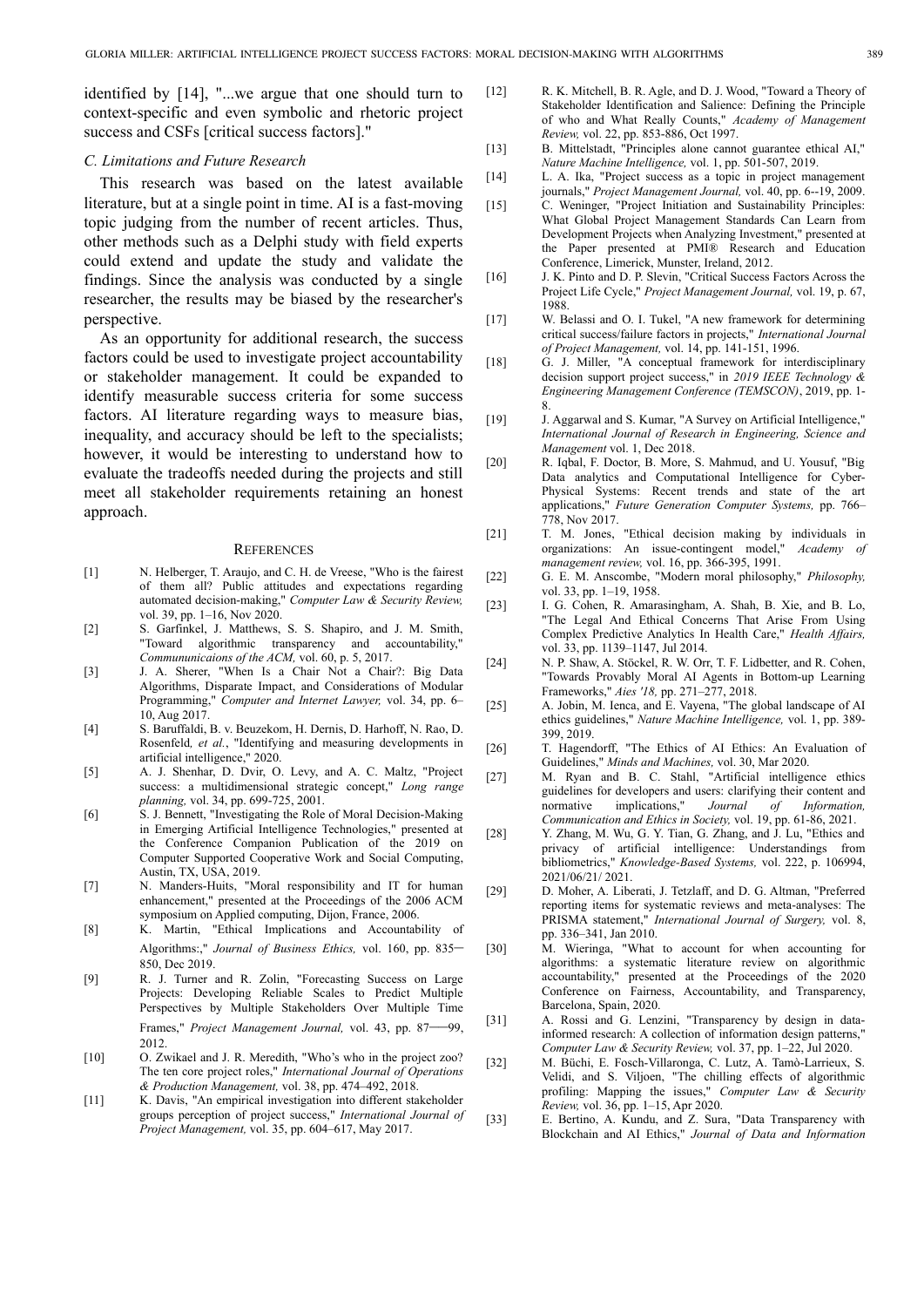identified by [14], "...we argue that one should turn to context-specific and even symbolic and rhetoric project success and CSFs [critical success factors]."

### C. Limitations and Future Research

This research was based on the latest available literature, but at a single point in time. AI is a fast-moving topic judging from the number of recent articles. Thus, other methods such as a Delphi study with field experts could extend and update the study and validate the findings. Since the analysis was conducted by a single researcher, the results may be biased by the researcher's perspective.

As an opportunity for additional research, the success factors could be used to investigate project accountability or stakeholder management. It could be expanded to identify measurable success criteria for some success factors. AI literature regarding ways to measure bias, inequality, and accuracy should be left to the specialists; however, it would be interesting to understand how to evaluate the tradeoffs needed during the projects and still meet all stakeholder requirements retaining an honest approach.

## References

[1] N. Helberger, T. Araujo, and C. H. de Vreese, "Who is the fairest of them all? Public attitudes and expectations regarding automated decision-making," *Computer Law & Security Review,* vol. 39, pp. 1–16, Nov 2020.

[2] S. Garfinkel, J. Matthews, S. S. Shapiro, and J. M. Smith, "Toward algorithmic transparency and accountability," *Commununicaions of the ACM,* vol. 60, p. 5, 2017.

[3] J. A. Sherer, "When Is a Chair Not a Chair?: Big Data Algorithms, Disparate Impact, and Considerations of Modular Programming," *Computer and Internet Lawyer,* vol. 34, pp. 6–10, Aug 2017.

[4] S. Baruffaldi, B. v. Beuzekom, H. Dernis, D. Harhoff, N. Rao, D. Rosenfeld*, et al.*, "Identifying and measuring developments in artificial intelligence," 2020.

[5] A. J. Shenhar, D. Dvir, O. Levy, and A. C. Maltz, "Project success: a multidimensional strategic concept," *Long range planning,* vol. 34, pp. 699-725, 2001.

[6] S. J. Bennett, "Investigating the Role of Moral Decision-Making in Emerging Artificial Intelligence Technologies," presented at the Conference Companion Publication of the 2019 on Computer Supported Cooperative Work and Social Computing, Austin, TX, USA, 2019.

[7] N. Manders-Huits, "Moral responsibility and IT for human enhancement," presented at the Proceedings of the 2006 ACM symposium on Applied computing, Dijon, France, 2006.

[8] K. Martin, "Ethical Implications and Accountability of Algorithms:," *Journal of Business Ethics,* vol. 160, pp. 835–850, Dec 2019.

[9] R. J. Turner and R. Zolin, "Forecasting Success on Large Projects: Developing Reliable Scales to Predict Multiple Perspectives by Multiple Stakeholders Over Multiple Time Frames," *Project Management Journal,* vol. 43, pp. 87–99, 2012.

[10] O. Zwikael and J. R. Meredith, "Who's who in the project zoo? The ten core project roles," *International Journal of Operations & Production Management,* vol. 38, pp. 474–492, 2018.

[11] K. Davis, "An empirical investigation into different stakeholder groups perception of project success," *International Journal of Project Management,* vol. 35, pp. 604–617, May 2017.

[12] R. K. Mitchell, B. R. Agle, and D. J. Wood, "Toward a Theory of Stakeholder Identification and Salience: Defining the Principle of who and What Really Counts," *Academy of Management Review,* vol. 22, pp. 853-886, Oct 1997.

[13] B. Mittelstadt, "Principles alone cannot guarantee ethical AI," *Nature Machine Intelligence,* vol. 1, pp. 501-507, 2019.

[14] L. A. Ika, "Project success as a topic in project management journals," *Project Management Journal,* vol. 40, pp. 6--19, 2009.

[15] C. Weninger, "Project Initiation and Sustainability Principles: What Global Project Management Standards Can Learn from Development Projects when Analyzing Investment," presented at the Paper presented at PMI® Research and Education Conference, Limerick, Munster, Ireland, 2012.

[16] J. K. Pinto and D. P. Slevin, "Critical Success Factors Across the Project Life Cycle," *Project Management Journal,* vol. 19, p. 67, 1988.

[17] W. Belassi and O. I. Tukel, "A new framework for determining critical success/failure factors in projects," *International Journal of Project Management,* vol. 14, pp. 141-151, 1996.

[18] G. J. Miller, "A conceptual framework for interdisciplinary decision support project success," in *2019 IEEE Technology & Engineering Management Conference (TEMSCON)*, 2019, pp. 1-8.

[19] J. Aggarwal and S. Kumar, "A Survey on Artificial Intelligence," *International Journal of Research in Engineering, Science and Management* vol. 1, Dec 2018.

[20] R. Iqbal, F. Doctor, B. More, S. Mahmud, and U. Yousuf, "Big Data analytics and Computational Intelligence for Cyber-Physical Systems: Recent trends and state of the art applications," *Future Generation Computer Systems,* pp. 766–778, Nov 2017.

[21] T. M. Jones, "Ethical decision making by individuals in organizations: An issue-contingent model," *Academy of management review,* vol. 16, pp. 366-395, 1991.

[22] G. E. M. Anscombe, "Modern moral philosophy," *Philosophy,* vol. 33, pp. 1–19, 1958.

[23] I. G. Cohen, R. Amarasingham, A. Shah, B. Xie, and B. Lo, "The Legal And Ethical Concerns That Arise From Using Complex Predictive Analytics In Health Care," *Health Affairs,* vol. 33, pp. 1139–1147, Jul 2014.

[24] N. P. Shaw, A. Stöckel, R. W. Orr, T. F. Lidbetter, and R. Cohen, "Towards Provably Moral AI Agents in Bottom-up Learning Frameworks," *Aies '18,* pp. 271–277, 2018.

[25] A. Jobin, M. Ienca, and E. Vayena, "The global landscape of AI ethics guidelines," *Nature Machine Intelligence,* vol. 1, pp. 389-399, 2019.

[26] T. Hagendorff, "The Ethics of AI Ethics: An Evaluation of Guidelines," *Minds and Machines,* vol. 30, Mar 2020.

[27] M. Ryan and B. C. Stahl, "Artificial intelligence ethics guidelines for developers and users: clarifying their content and normative implications," *Journal of Information, Communication and Ethics in Society,* vol. 19, pp. 61-86, 2021.

[28] Y. Zhang, M. Wu, G. Y. Tian, G. Zhang, and J. Lu, "Ethics and privacy of artificial intelligence: Understandings from bibliometrics," *Knowledge-Based Systems,* vol. 222, p. 106994, 2021/06/21/ 2021.

[29] D. Moher, A. Liberati, J. Tetzlaff, and D. G. Altman, "Preferred reporting items for systematic reviews and meta-analyses: The PRISMA statement," *International Journal of Surgery,* vol. 8, pp. 336–341, Jan 2010.

[30] M. Wieringa, "What to account for when accounting for algorithms: a systematic literature review on algorithmic accountability," presented at the Proceedings of the 2020 Conference on Fairness, Accountability, and Transparency, Barcelona, Spain, 2020.

[31] A. Rossi and G. Lenzini, "Transparency by design in data-informed research: A collection of information design patterns," *Computer Law & Security Review,* vol. 37, pp. 1–22, Jul 2020.

[32] M. Büchi, E. Fosch-Villaronga, C. Lutz, A. Tamò-Larrieux, S. Velidi, and S. Viljoen, "The chilling effects of algorithmic profiling: Mapping the issues," *Computer Law & Security Review,* vol. 36, pp. 1–15, Apr 2020.

[33] E. Bertino, A. Kundu, and Z. Sura, "Data Transparency with Blockchain and AI Ethics," *Journal of Data and Information*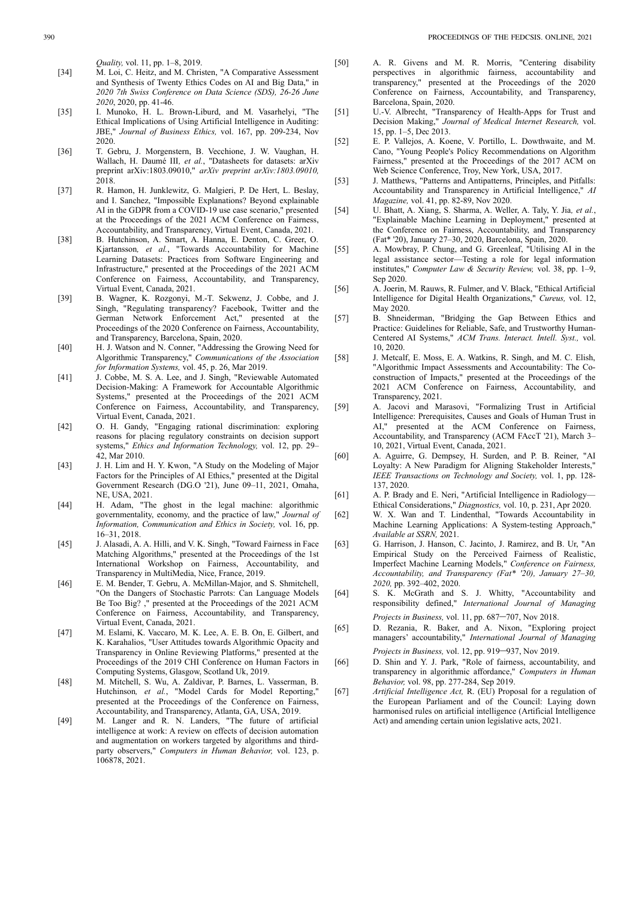*Quality,* vol. 11, pp. 1–8, 2019.

[34] M. Loi, C. Heitz, and M. Christen, "A Comparative Assessment and Synthesis of Twenty Ethics Codes on AI and Big Data," in *2020 7th Swiss Conference on Data Science (SDS), 26-26 June 2020*, 2020, pp. 41-46.

[35] I. Munoko, H. L. Brown-Liburd, and M. Vasarhelyi, "The Ethical Implications of Using Artificial Intelligence in Auditing: JBE," *Journal of Business Ethics,* vol. 167, pp. 209-234, Nov 2020.

[36] T. Gebru, J. Morgenstern, B. Vecchione, J. W. Vaughan, H. Wallach, H. Daumé III*, et al.*, "Datasheets for datasets: arXiv preprint arXiv:1803.09010," *arXiv preprint arXiv:1803.09010,* 2018.

[37] R. Hamon, H. Junklewitz, G. Malgieri, P. De Hert, L. Beslay, and I. Sanchez, "Impossible Explanations? Beyond explainable AI in the GDPR from a COVID-19 use case scenario," presented at the Proceedings of the 2021 ACM Conference on Fairness, Accountability, and Transparency, Virtual Event, Canada, 2021.

[38] B. Hutchinson, A. Smart, A. Hanna, E. Denton, C. Greer, O. Kjartansson*, et al.*, "Towards Accountability for Machine Learning Datasets: Practices from Software Engineering and Infrastructure," presented at the Proceedings of the 2021 ACM Conference on Fairness, Accountability, and Transparency, Virtual Event, Canada, 2021.

[39] B. Wagner, K. Rozgonyi, M.-T. Sekwenz, J. Cobbe, and J. Singh, "Regulating transparency? Facebook, Twitter and the German Network Enforcement Act," presented at the Proceedings of the 2020 Conference on Fairness, Accountability, and Transparency, Barcelona, Spain, 2020.

[40] H. J. Watson and N. Conner, "Addressing the Growing Need for Algorithmic Transparency," *Communications of the Association for Information Systems,* vol. 45, p. 26, Mar 2019.

[41] J. Cobbe, M. S. A. Lee, and J. Singh, "Reviewable Automated Decision-Making: A Framework for Accountable Algorithmic Systems," presented at the Proceedings of the 2021 ACM Conference on Fairness, Accountability, and Transparency, Virtual Event, Canada, 2021.

[42] O. H. Gandy, "Engaging rational discrimination: exploring reasons for placing regulatory constraints on decision support systems," *Ethics and Information Technology,* vol. 12, pp. 29–42, Mar 2010.

[43] J. H. Lim and H. Y. Kwon, "A Study on the Modeling of Major Factors for the Principles of AI Ethics," presented at the Digital Government Research (DG.O '21), June 09–11, 2021, Omaha, NE, USA, 2021.

[44] H. Adam, "The ghost in the legal machine: algorithmic governmentality, economy, and the practice of law," *Journal of Information, Communication and Ethics in Society,* vol. 16, pp. 16–31, 2018.

[45] J. Alasadi, A. A. Hilli, and V. K. Singh, "Toward Fairness in Face Matching Algorithms," presented at the Proceedings of the 1st International Workshop on Fairness, Accountability, and Transparency in MultiMedia, Nice, France, 2019.

[46] E. M. Bender, T. Gebru, A. McMillan-Major, and S. Shmitchell, "On the Dangers of Stochastic Parrots: Can Language Models Be Too Big? ," presented at the Proceedings of the 2021 ACM Conference on Fairness, Accountability, and Transparency, Virtual Event, Canada, 2021.

[47] M. Eslami, K. Vaccaro, M. K. Lee, A. E. B. On, E. Gilbert, and K. Karahalios, "User Attitudes towards Algorithmic Opacity and Transparency in Online Reviewing Platforms," presented at the Proceedings of the 2019 CHI Conference on Human Factors in Computing Systems, Glasgow, Scotland Uk, 2019.

[48] M. Mitchell, S. Wu, A. Zaldivar, P. Barnes, L. Vasserman, B. Hutchinson*, et al.*, "Model Cards for Model Reporting," presented at the Proceedings of the Conference on Fairness, Accountability, and Transparency, Atlanta, GA, USA, 2019.

[49] M. Langer and R. N. Landers, "The future of artificial intelligence at work: A review on effects of decision automation and augmentation on workers targeted by algorithms and third-party observers," *Computers in Human Behavior,* vol. 123, p. 106878, 2021.

[50] A. R. Givens and M. R. Morris, "Centering disability perspectives in algorithmic fairness, accountability and transparency," presented at the Proceedings of the 2020 Conference on Fairness, Accountability, and Transparency, Barcelona, Spain, 2020.

[51] U.-V. Albrecht, "Transparency of Health-Apps for Trust and Decision Making," *Journal of Medical Internet Research,* vol. 15, pp. 1–5, Dec 2013.

[52] E. P. Vallejos, A. Koene, V. Portillo, L. Dowthwaite, and M. Cano, "Young People's Policy Recommendations on Algorithm Fairness," presented at the Proceedings of the 2017 ACM on Web Science Conference, Troy, New York, USA, 2017.

[53] J. Matthews, "Patterns and Antipatterns, Principles, and Pitfalls: Accountability and Transparency in Artificial Intelligence," *AI Magazine,* vol. 41, pp. 82-89, Nov 2020.

[54] U. Bhatt, A. Xiang, S. Sharma, A. Weller, A. Taly, Y. Jia*, et al.*, "Explainable Machine Learning in Deployment," presented at the Conference on Fairness, Accountability, and Transparency (Fat* '20), January 27–30, 2020, Barcelona, Spain, 2020.

[55] A. Mowbray, P. Chung, and G. Greenleaf, "Utilising AI in the legal assistance sector—Testing a role for legal information institutes," *Computer Law & Security Review,* vol. 38, pp. 1–9, Sep 2020.

[56] A. Joerin, M. Rauws, R. Fulmer, and V. Black, "Ethical Artificial Intelligence for Digital Health Organizations," *Cureus,* vol. 12, May 2020.

[57] B. Shneiderman, "Bridging the Gap Between Ethics and Practice: Guidelines for Reliable, Safe, and Trustworthy Human-Centered AI Systems," *ACM Trans. Interact. Intell. Syst.,* vol. 10, 2020.

[58] J. Metcalf, E. Moss, E. A. Watkins, R. Singh, and M. C. Elish, "Algorithmic Impact Assessments and Accountability: The Co-construction of Impacts," presented at the Proceedings of the 2021 ACM Conference on Fairness, Accountability, and Transparency, 2021.

[59] A. Jacovi and Marasovi, "Formalizing Trust in Artificial Intelligence: Prerequisites, Causes and Goals of Human Trust in AI," presented at the ACM Conference on Fairness, Accountability, and Transparency (ACM FAccT '21), March 3–10, 2021, Virtual Event, Canada, 2021.

[60] A. Aguirre, G. Dempsey, H. Surden, and P. B. Reiner, "AI Loyalty: A New Paradigm for Aligning Stakeholder Interests," *IEEE Transactions on Technology and Society,* vol. 1, pp. 128-137, 2020.

[61] A. P. Brady and E. Neri, "Artificial Intelligence in Radiology—Ethical Considerations," *Diagnostics,* vol. 10, p. 231, Apr 2020.

[62] W. X. Wan and T. Lindenthal, "Towards Accountability in Machine Learning Applications: A System-testing Approach," *Available at SSRN,* 2021.

[63] G. Harrison, J. Hanson, C. Jacinto, J. Ramirez, and B. Ur, "An Empirical Study on the Perceived Fairness of Realistic, Imperfect Machine Learning Models," *Conference on Fairness, Accountability, and Transparency (Fat* '20), January 27–30, 2020,* pp. 392–402, 2020.

[64] S. K. McGrath and S. J. Whitty, "Accountability and responsibility defined," *International Journal of Managing Projects in Business,* vol. 11, pp. 687–707, Nov 2018.

[65] D. Rezania, R. Baker, and A. Nixon, "Exploring project managers' accountability," *International Journal of Managing Projects in Business,* vol. 12, pp. 919–937, Nov 2019.

[66] D. Shin and Y. J. Park, "Role of fairness, accountability, and transparency in algorithmic affordance," *Computers in Human Behavior,* vol. 98, pp. 277-284, Sep 2019.

[67] *Artificial Intelligence Act,* R. (EU) Proposal for a regulation of the European Parliament and of the Council: Laying down harmonised rules on artificial intelligence (Artificial Intelligence Act) and amending certain union legislative acts, 2021.